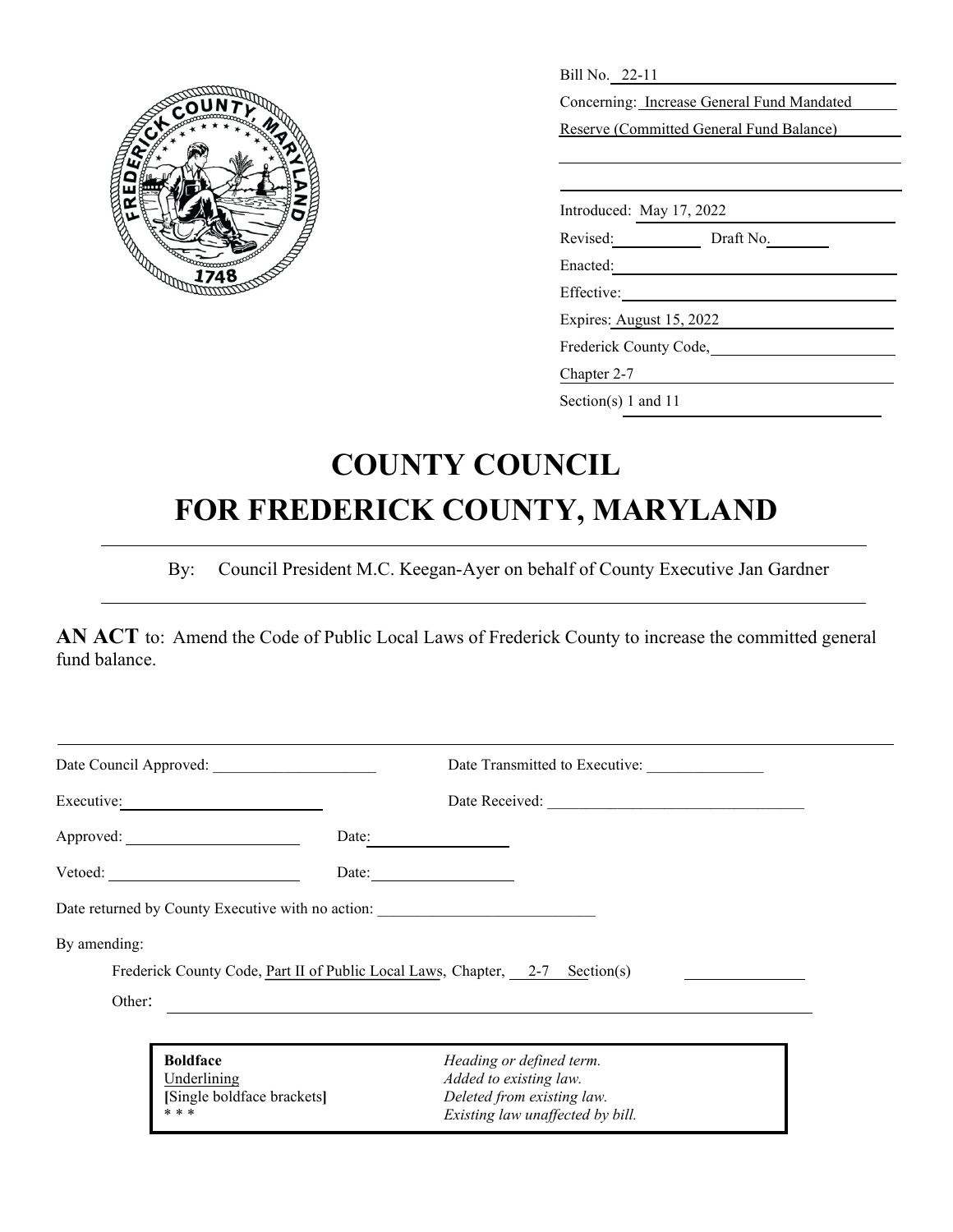Bill No. 22-11

Concerning: Increase General Fund Mandated Reserve (Committed General Fund Balance)

Introduced: May 17, 2022

Revised: Draft No.

Enacted:

Effective:

Expires: August 15, 2022

Frederick County Code,

Chapter 2-7

Section(s) 1 and 11

# COUNTY COUNCIL
# FOR FREDERICK COUNTY, MARYLAND

By: Council President M.C. Keegan-Ayer on behalf of County Executive Jan Gardner

**AN ACT** to: Amend the Code of Public Local Laws of Frederick County to increase the committed general fund balance.

Date Council Approved: ____________ Date Transmitted to Executive: ____________

Executive: ____________ Date Received: ____________

Approved: ____________ Date: ____________

Vetoed: ____________ Date: ____________

Date returned by County Executive with no action: ____________

By amending:

Frederick County Code, Part II of Public Local Laws, Chapter, 2-7 Section(s) ____________

Other: ____________

| | |
|---|---|
| **Boldface** | *Heading or defined term.* |
| Underlining | *Added to existing law.* |
| **[**Single boldface brackets**]** | *Deleted from existing law.* |
| * * * | *Existing law unaffected by bill.* |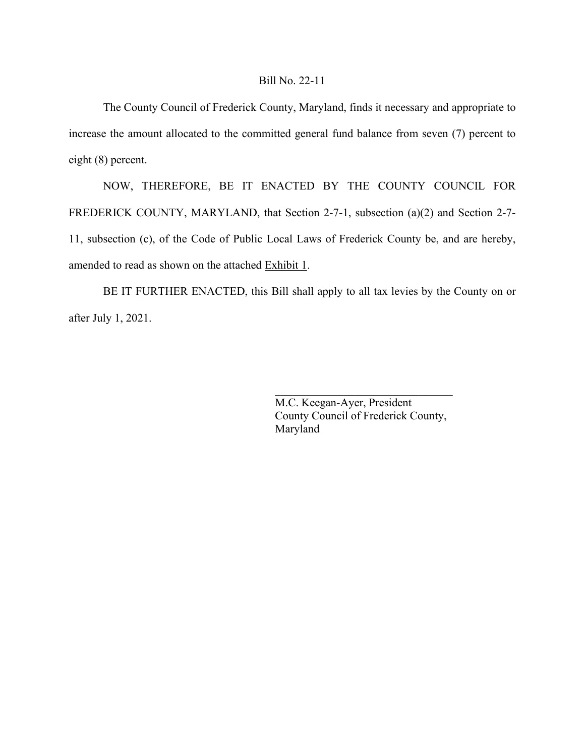Bill No. 22-11

The County Council of Frederick County, Maryland, finds it necessary and appropriate to increase the amount allocated to the committed general fund balance from seven (7) percent to eight (8) percent.

NOW, THEREFORE, BE IT ENACTED BY THE COUNTY COUNCIL FOR FREDERICK COUNTY, MARYLAND, that Section 2-7-1, subsection (a)(2) and Section 2-7-11, subsection (c), of the Code of Public Local Laws of Frederick County be, and are hereby, amended to read as shown on the attached Exhibit 1.

BE IT FURTHER ENACTED, this Bill shall apply to all tax levies by the County on or after July 1, 2021.

\_\_\_\_\_\_\_\_\_\_\_\_\_\_\_\_\_\_\_\_\_\_\_\_\_\_\_\_\_\_\_\_

M.C. Keegan-Ayer, President
County Council of Frederick County,
Maryland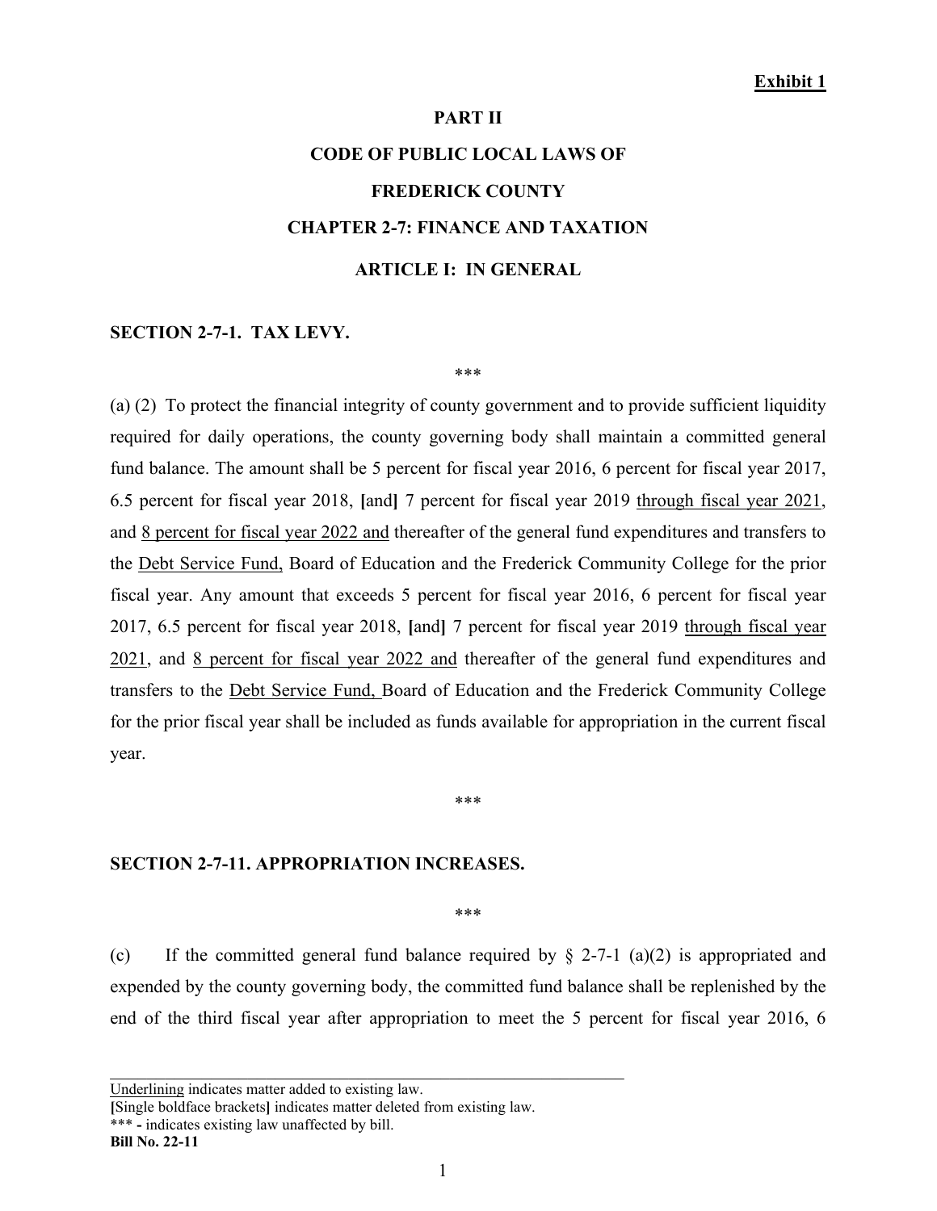**Exhibit 1**

**PART II**

**CODE OF PUBLIC LOCAL LAWS OF**

**FREDERICK COUNTY**

**CHAPTER 2-7: FINANCE AND TAXATION**

**ARTICLE I: IN GENERAL**

**SECTION 2-7-1. TAX LEVY.**

\*\*\*

(a) (2) To protect the financial integrity of county government and to provide sufficient liquidity required for daily operations, the county governing body shall maintain a committed general fund balance. The amount shall be 5 percent for fiscal year 2016, 6 percent for fiscal year 2017, 6.5 percent for fiscal year 2018, **[**and**]** 7 percent for fiscal year 2019 <u>through fiscal year 2021</u>, and <u>8 percent for fiscal year 2022 and</u> thereafter of the general fund expenditures and transfers to the <u>Debt Service Fund,</u> Board of Education and the Frederick Community College for the prior fiscal year. Any amount that exceeds 5 percent for fiscal year 2016, 6 percent for fiscal year 2017, 6.5 percent for fiscal year 2018, **[**and**]** 7 percent for fiscal year 2019 <u>through fiscal year 2021</u>, and <u>8 percent for fiscal year 2022 and</u> thereafter of the general fund expenditures and transfers to the <u>Debt Service Fund,</u> Board of Education and the Frederick Community College for the prior fiscal year shall be included as funds available for appropriation in the current fiscal year.

\*\*\*

**SECTION 2-7-11. APPROPRIATION INCREASES.**

\*\*\*

(c) If the committed general fund balance required by § 2-7-1 (a)(2) is appropriated and expended by the county governing body, the committed fund balance shall be replenished by the end of the third fiscal year after appropriation to meet the 5 percent for fiscal year 2016, 6

---

<u>Underlining</u> indicates matter added to existing law.
**[**Single boldface brackets**]** indicates matter deleted from existing law.
\*\*\* **-** indicates existing law unaffected by bill.
**Bill No. 22-11**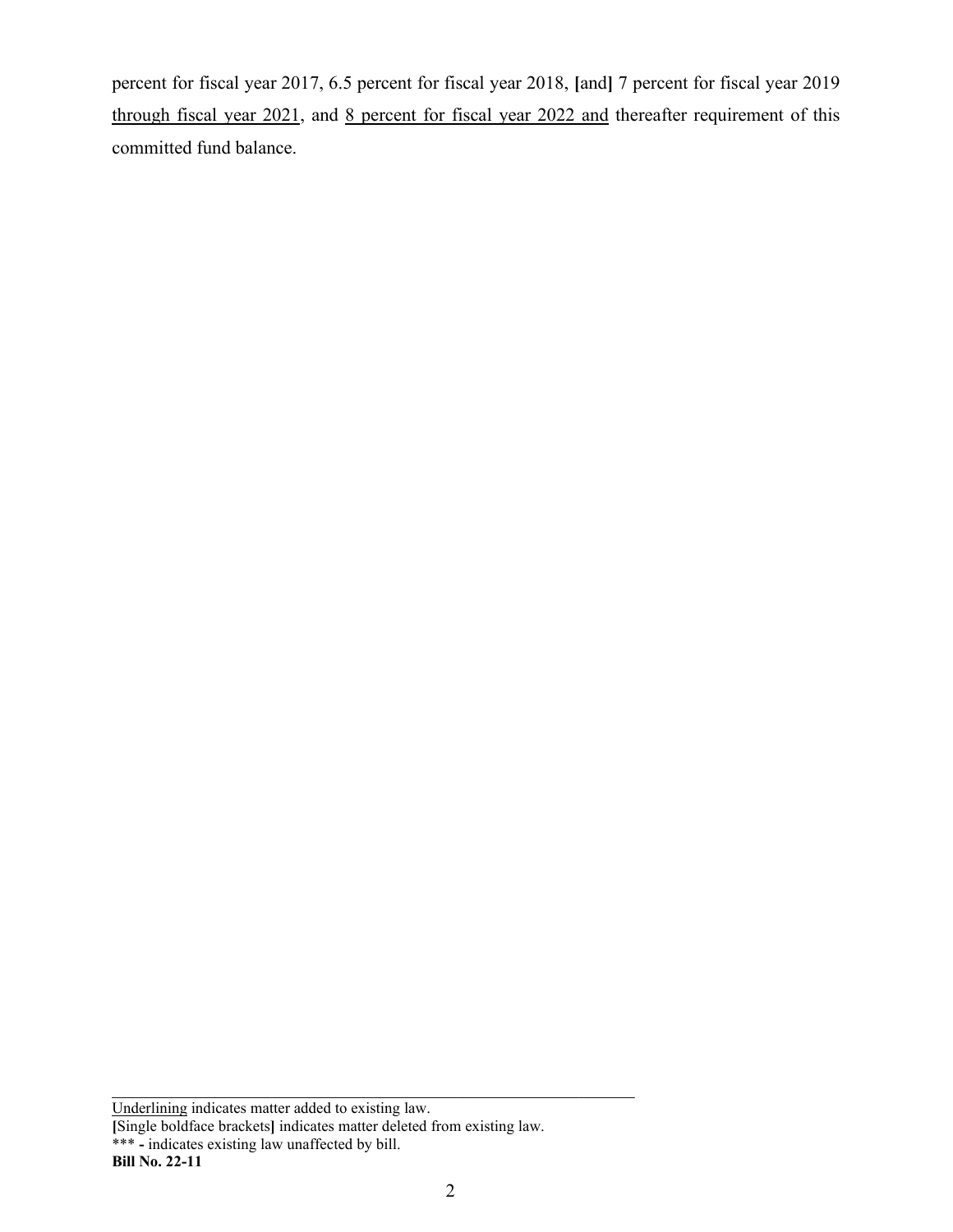percent for fiscal year 2017, 6.5 percent for fiscal year 2018, **[**and**]** 7 percent for fiscal year 2019 <u>through fiscal year 2021</u>, and <u>8 percent for fiscal year 2022 and</u> thereafter requirement of this committed fund balance.

<u>Underlining</u> indicates matter added to existing law.
**[**Single boldface brackets**]** indicates matter deleted from existing law.
*** **-** indicates existing law unaffected by bill.
**Bill No. 22-11**